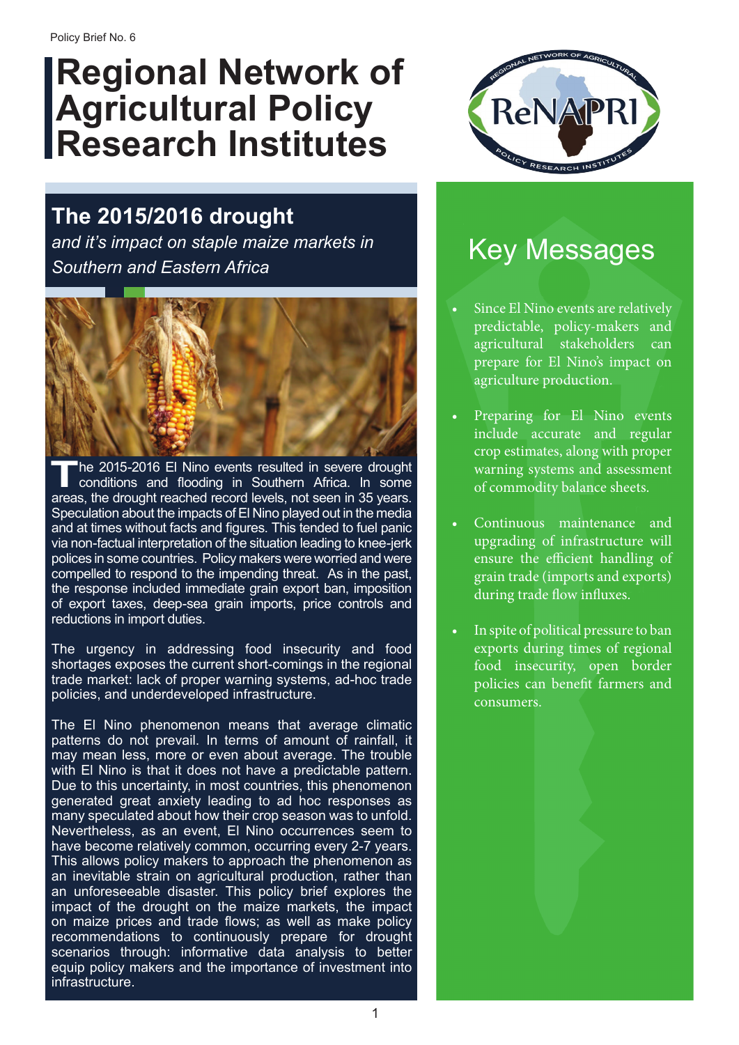Policy Brief No. 6

# Regional Network of Agricultural Policy Research Institutes

## The 2015/2016 drought

*and it's impact on staple maize markets in Southern and Eastern Africa*

The 2015-2016 El Nino events resulted in severe drought conditions and flooding in Southern Africa. In some areas, the drought reached record levels, not seen in 35 years. Speculation about the impacts of El Nino played out in the media and at times without facts and figures. This tended to fuel panic via non-factual interpretation of the situation leading to knee-jerk polices in some countries. Policy makers were worried and were compelled to respond to the impending threat. As in the past, the response included immediate grain export ban, imposition of export taxes, deep-sea grain imports, price controls and reductions in import duties.

The urgency in addressing food insecurity and food shortages exposes the current short-comings in the regional trade market: lack of proper warning systems, ad-hoc trade policies, and underdeveloped infrastructure.

The El Nino phenomenon means that average climatic patterns do not prevail. In terms of amount of rainfall, it may mean less, more or even about average. The trouble with El Nino is that it does not have a predictable pattern. Due to this uncertainty, in most countries, this phenomenon generated great anxiety leading to ad hoc responses as many speculated about how their crop season was to unfold. Nevertheless, as an event, El Nino occurrences seem to have become relatively common, occurring every 2-7 years. This allows policy makers to approach the phenomenon as an inevitable strain on agricultural production, rather than an unforeseeable disaster. This policy brief explores the impact of the drought on the maize markets, the impact on maize prices and trade flows; as well as make policy recommendations to continuously prepare for drought scenarios through: informative data analysis to better equip policy makers and the importance of investment into infrastructure.

## Key Messages

- Since El Nino events are relatively predictable, policy-makers and agricultural stakeholders can prepare for El Nino's impact on agriculture production.
- Preparing for El Nino events include accurate and regular crop estimates, along with proper warning systems and assessment of commodity balance sheets.
- Continuous maintenance and upgrading of infrastructure will ensure the efficient handling of grain trade (imports and exports) during trade flow influxes.
- In spite of political pressure to ban exports during times of regional food insecurity, open border policies can benefit farmers and consumers.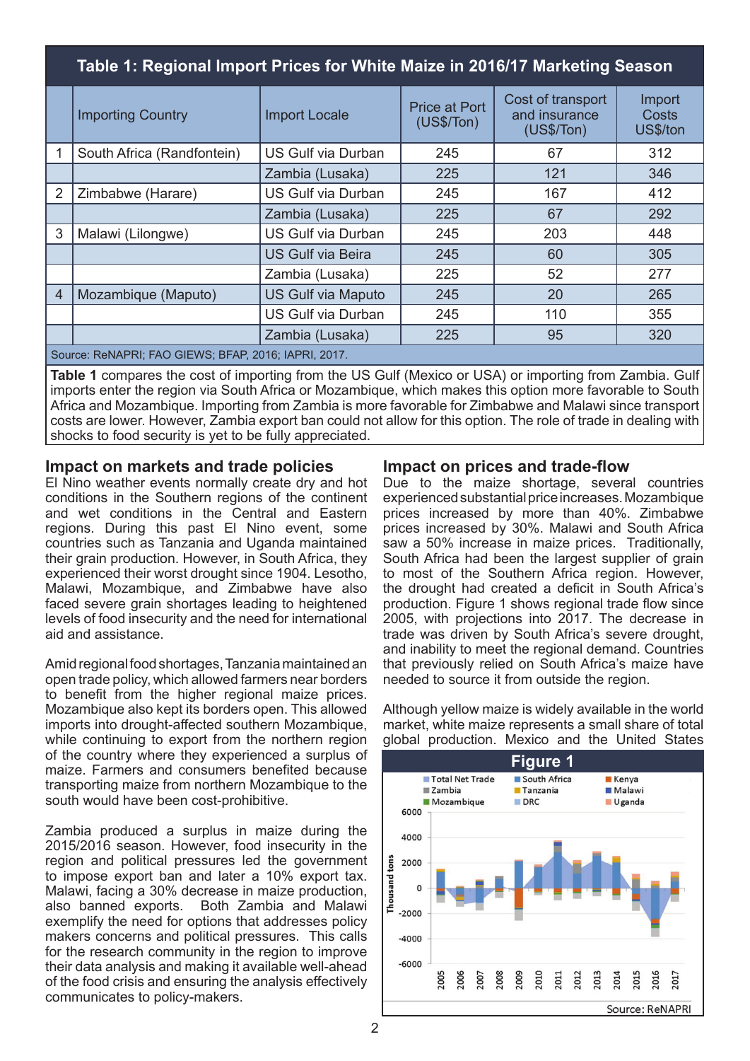**Table 1: Regional Import Prices for White Maize in 2016/17 Marketing Season**

| | Importing Country | Import Locale | Price at Port (US$/Ton) | Cost of transport and insurance (US$/Ton) | Import Costs US$/ton |
|---|---|---|---|---|---|
| 1 | South Africa (Randfontein) | US Gulf via Durban | 245 | 67 | 312 |
| | | Zambia (Lusaka) | 225 | 121 | 346 |
| 2 | Zimbabwe (Harare) | US Gulf via Durban | 245 | 167 | 412 |
| | | Zambia (Lusaka) | 225 | 67 | 292 |
| 3 | Malawi (Lilongwe) | US Gulf via Durban | 245 | 203 | 448 |
| | | US Gulf via Beira | 245 | 60 | 305 |
| | | Zambia (Lusaka) | 225 | 52 | 277 |
| 4 | Mozambique (Maputo) | US Gulf via Maputo | 245 | 20 | 265 |
| | | US Gulf via Durban | 245 | 110 | 355 |
| | | Zambia (Lusaka) | 225 | 95 | 320 |

Source: ReNAPRI; FAO GIEWS; BFAP, 2016; IAPRI, 2017.

**Table 1** compares the cost of importing from the US Gulf (Mexico or USA) or importing from Zambia. Gulf imports enter the region via South Africa or Mozambique, which makes this option more favorable to South Africa and Mozambique. Importing from Zambia is more favorable for Zimbabwe and Malawi since transport costs are lower. However, Zambia export ban could not allow for this option. The role of trade in dealing with shocks to food security is yet to be fully appreciated.

## Impact on markets and trade policies

El Nino weather events normally create dry and hot conditions in the Southern regions of the continent and wet conditions in the Central and Eastern regions. During this past El Nino event, some countries such as Tanzania and Uganda maintained their grain production. However, in South Africa, they experienced their worst drought since 1904. Lesotho, Malawi, Mozambique, and Zimbabwe have also faced severe grain shortages leading to heightened levels of food insecurity and the need for international aid and assistance.

Amid regional food shortages, Tanzania maintained an open trade policy, which allowed farmers near borders to benefit from the higher regional maize prices. Mozambique also kept its borders open. This allowed imports into drought-affected southern Mozambique, while continuing to export from the northern region of the country where they experienced a surplus of maize. Farmers and consumers benefited because transporting maize from northern Mozambique to the south would have been cost-prohibitive.

Zambia produced a surplus in maize during the 2015/2016 season. However, food insecurity in the region and political pressures led the government to impose export ban and later a 10% export tax. Malawi, facing a 30% decrease in maize production, also banned exports. Both Zambia and Malawi exemplify the need for options that addresses policy makers concerns and political pressures. This calls for the research community in the region to improve their data analysis and making it available well-ahead of the food crisis and ensuring the analysis effectively communicates to policy-makers.

## Impact on prices and trade-flow

Due to the maize shortage, several countries experienced substantial price increases. Mozambique prices increased by more than 40%. Zimbabwe prices increased by 30%. Malawi and South Africa saw a 50% increase in maize prices. Traditionally, South Africa had been the largest supplier of grain to most of the Southern Africa region. However, the drought had created a deficit in South Africa's production. Figure 1 shows regional trade flow since 2005, with projections into 2017. The decrease in trade was driven by South Africa's severe drought, and inability to meet the regional demand. Countries that previously relied on South Africa's maize have needed to source it from outside the region.

Although yellow maize is widely available in the world market, white maize represents a small share of total global production. Mexico and the United States

**Figure 1**

Source: ReNAPRI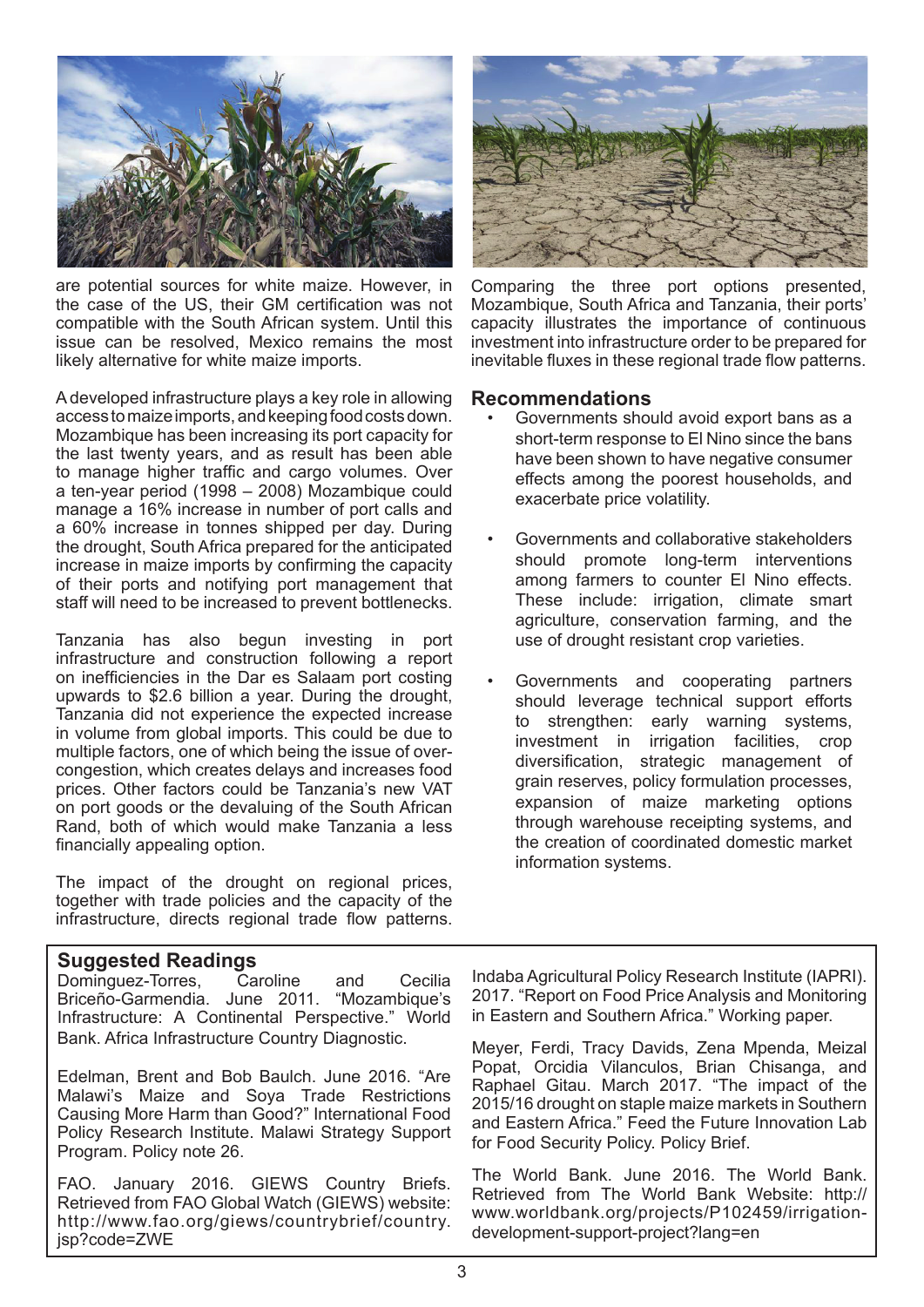are potential sources for white maize. However, in the case of the US, their GM certification was not compatible with the South African system. Until this issue can be resolved, Mexico remains the most likely alternative for white maize imports.

A developed infrastructure plays a key role in allowing access to maize imports, and keeping food costs down. Mozambique has been increasing its port capacity for the last twenty years, and as result has been able to manage higher traffic and cargo volumes. Over a ten-year period (1998 – 2008) Mozambique could manage a 16% increase in number of port calls and a 60% increase in tonnes shipped per day. During the drought, South Africa prepared for the anticipated increase in maize imports by confirming the capacity of their ports and notifying port management that staff will need to be increased to prevent bottlenecks.

Tanzania has also begun investing in port infrastructure and construction following a report on inefficiencies in the Dar es Salaam port costing upwards to $2.6 billion a year. During the drought, Tanzania did not experience the expected increase in volume from global imports. This could be due to multiple factors, one of which being the issue of over-congestion, which creates delays and increases food prices. Other factors could be Tanzania's new VAT on port goods or the devaluing of the South African Rand, both of which would make Tanzania a less financially appealing option.

The impact of the drought on regional prices, together with trade policies and the capacity of the infrastructure, directs regional trade flow patterns. Comparing the three port options presented, Mozambique, South Africa and Tanzania, their ports' capacity illustrates the importance of continuous investment into infrastructure order to be prepared for inevitable fluxes in these regional trade flow patterns.

## Recommendations

- Governments should avoid export bans as a short-term response to El Nino since the bans have been shown to have negative consumer effects among the poorest households, and exacerbate price volatility.
- Governments and collaborative stakeholders should promote long-term interventions among farmers to counter El Nino effects. These include: irrigation, climate smart agriculture, conservation farming, and the use of drought resistant crop varieties.
- Governments and cooperating partners should leverage technical support efforts to strengthen: early warning systems, investment in irrigation facilities, crop diversification, strategic management of grain reserves, policy formulation processes, expansion of maize marketing options through warehouse receipting systems, and the creation of coordinated domestic market information systems.

## Suggested Readings

Dominguez-Torres, Caroline and Cecilia Briceño-Garmendia. June 2011. "Mozambique's Infrastructure: A Continental Perspective." World Bank. Africa Infrastructure Country Diagnostic.

Edelman, Brent and Bob Baulch. June 2016. "Are Malawi's Maize and Soya Trade Restrictions Causing More Harm than Good?" International Food Policy Research Institute. Malawi Strategy Support Program. Policy note 26.

FAO. January 2016. GIEWS Country Briefs. Retrieved from FAO Global Watch (GIEWS) website: http://www.fao.org/giews/countrybrief/country.jsp?code=ZWE

Indaba Agricultural Policy Research Institute (IAPRI). 2017. "Report on Food Price Analysis and Monitoring in Eastern and Southern Africa." Working paper.

Meyer, Ferdi, Tracy Davids, Zena Mpenda, Meizal Popat, Orcidia Vilanculos, Brian Chisanga, and Raphael Gitau. March 2017. "The impact of the 2015/16 drought on staple maize markets in Southern and Eastern Africa." Feed the Future Innovation Lab for Food Security Policy. Policy Brief.

The World Bank. June 2016. The World Bank. Retrieved from The World Bank Website: http://www.worldbank.org/projects/P102459/irrigation-development-support-project?lang=en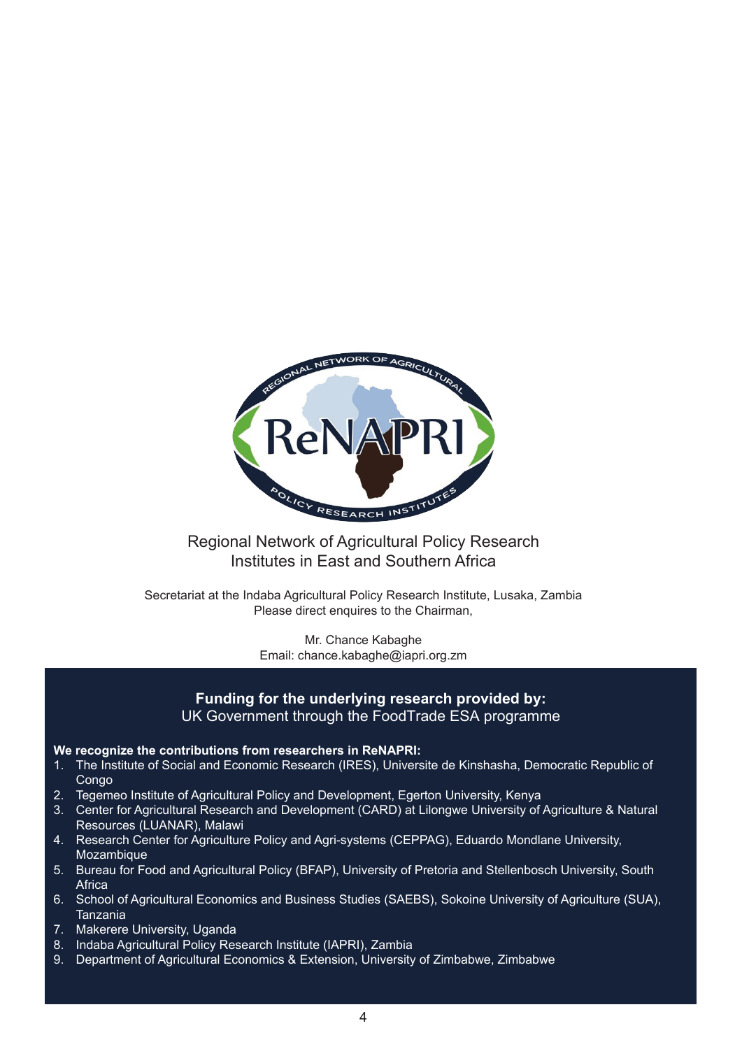Regional Network of Agricultural Policy Research Institutes in East and Southern Africa

Secretariat at the Indaba Agricultural Policy Research Institute, Lusaka, Zambia
Please direct enquires to the Chairman,

Mr. Chance Kabaghe
Email: chance.kabaghe@iapri.org.zm

**Funding for the underlying research provided by:**
UK Government through the FoodTrade ESA programme

**We recognize the contributions from researchers in ReNAPRI:**

1. The Institute of Social and Economic Research (IRES), Universite de Kinshasha, Democratic Republic of Congo
2. Tegemeo Institute of Agricultural Policy and Development, Egerton University, Kenya
3. Center for Agricultural Research and Development (CARD) at Lilongwe University of Agriculture & Natural Resources (LUANAR), Malawi
4. Research Center for Agriculture Policy and Agri-systems (CEPPAG), Eduardo Mondlane University, Mozambique
5. Bureau for Food and Agricultural Policy (BFAP), University of Pretoria and Stellenbosch University, South Africa
6. School of Agricultural Economics and Business Studies (SAEBS), Sokoine University of Agriculture (SUA), Tanzania
7. Makerere University, Uganda
8. Indaba Agricultural Policy Research Institute (IAPRI), Zambia
9. Department of Agricultural Economics & Extension, University of Zimbabwe, Zimbabwe